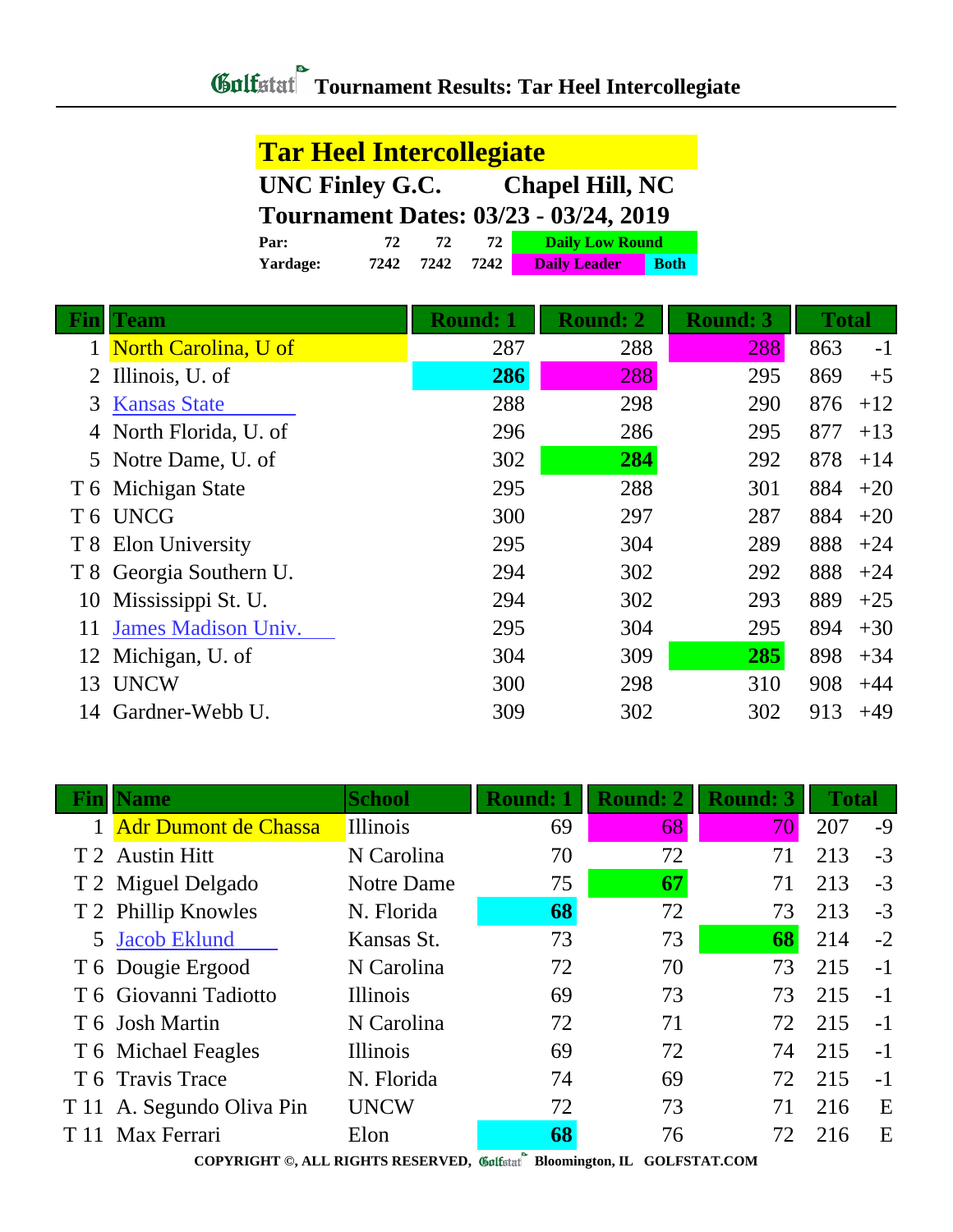# Golfstat Tournament Results: Tar Heel Intercollegiate

## Tar Heel Intercollegiate

**UNC Finley G.C. Chapel Hill, NC**

**Tournament Dates: 03/23 - 03/24, 2019**

| | | | | |
|---|---|---|---|---|
| **Par:** | 72 | 72 | 72 | Daily Low Round |
| **Yardage:** | 7242 | 7242 | 7242 | Daily Leader / Both |

| Fin | Team | Round: 1 | Round: 2 | Round: 3 | Total | |
|---|---|---|---|---|---|---|
| 1 | North Carolina, U of | 287 | 288 | 288 | 863 | -1 |
| 2 | Illinois, U. of | **286** | 288 | 295 | 869 | +5 |
| 3 | Kansas State | 288 | 298 | 290 | 876 | +12 |
| 4 | North Florida, U. of | 296 | 286 | 295 | 877 | +13 |
| 5 | Notre Dame, U. of | 302 | **284** | 292 | 878 | +14 |
| T 6 | Michigan State | 295 | 288 | 301 | 884 | +20 |
| T 6 | UNCG | 300 | 297 | 287 | 884 | +20 |
| T 8 | Elon University | 295 | 304 | 289 | 888 | +24 |
| T 8 | Georgia Southern U. | 294 | 302 | 292 | 888 | +24 |
| 10 | Mississippi St. U. | 294 | 302 | 293 | 889 | +25 |
| 11 | James Madison Univ. | 295 | 304 | 295 | 894 | +30 |
| 12 | Michigan, U. of | 304 | 309 | **285** | 898 | +34 |
| 13 | UNCW | 300 | 298 | 310 | 908 | +44 |
| 14 | Gardner-Webb U. | 309 | 302 | 302 | 913 | +49 |

| Fin | Name | School | Round: 1 | Round: 2 | Round: 3 | Total | |
|---|---|---|---|---|---|---|---|
| 1 | Adr Dumont de Chassa | Illinois | 69 | 68 | 70 | 207 | -9 |
| T 2 | Austin Hitt | N Carolina | 70 | 72 | 71 | 213 | -3 |
| T 2 | Miguel Delgado | Notre Dame | 75 | **67** | 71 | 213 | -3 |
| T 2 | Phillip Knowles | N. Florida | **68** | 72 | 73 | 213 | -3 |
| 5 | Jacob Eklund | Kansas St. | 73 | 73 | **68** | 214 | -2 |
| T 6 | Dougie Ergood | N Carolina | 72 | 70 | 73 | 215 | -1 |
| T 6 | Giovanni Tadiotto | Illinois | 69 | 73 | 73 | 215 | -1 |
| T 6 | Josh Martin | N Carolina | 72 | 71 | 72 | 215 | -1 |
| T 6 | Michael Feagles | Illinois | 69 | 72 | 74 | 215 | -1 |
| T 6 | Travis Trace | N. Florida | 74 | 69 | 72 | 215 | -1 |
| T 11 | A. Segundo Oliva Pin | UNCW | 72 | 73 | 71 | 216 | E |
| T 11 | Max Ferrari | Elon | **68** | 76 | 72 | 216 | E |

COPYRIGHT ©, ALL RIGHTS RESERVED, Golfstat Bloomington, IL GOLFSTAT.COM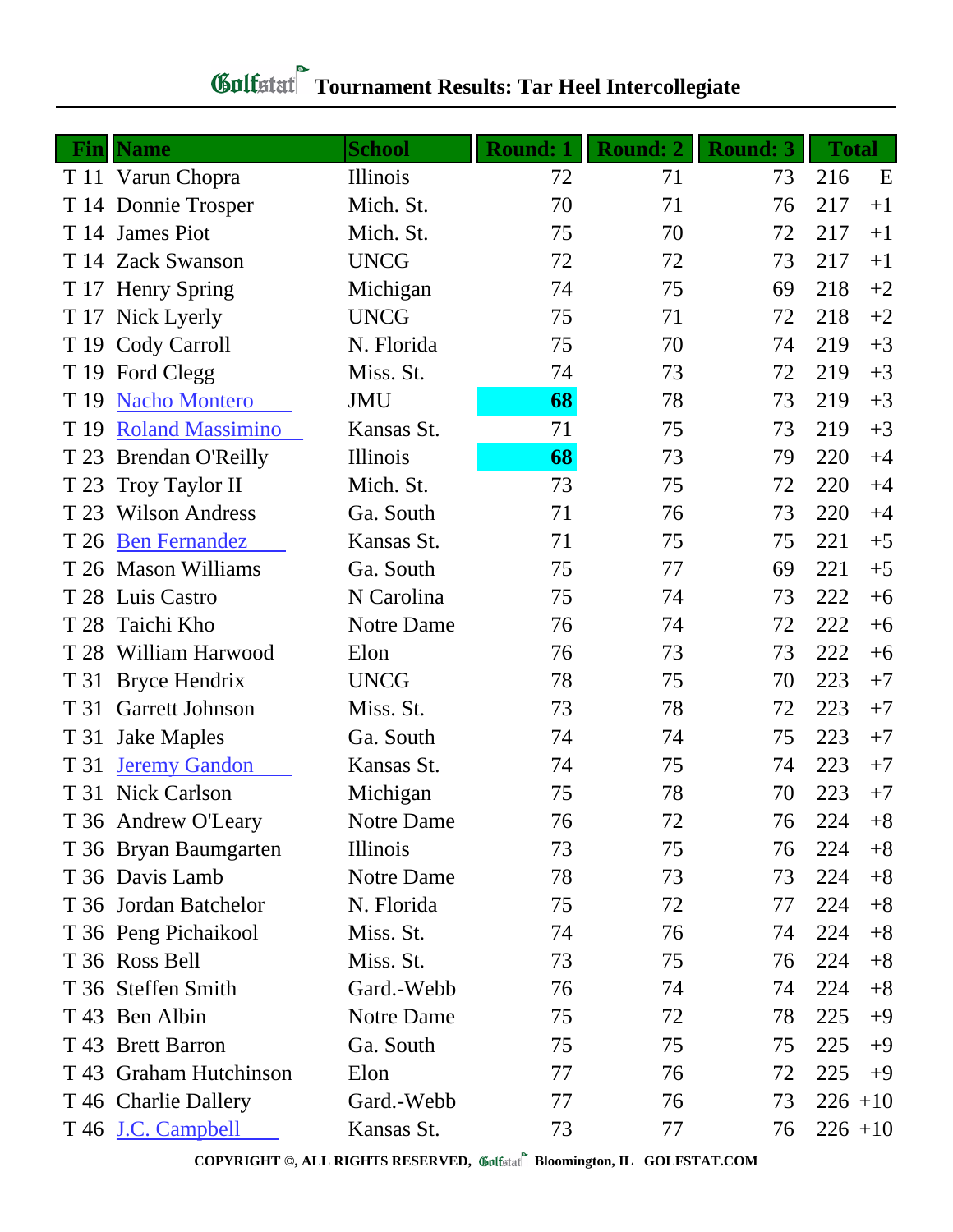# Tournament Results: Tar Heel Intercollegiate

| Fin | Name | School | Round: 1 | Round: 2 | Round: 3 | Total | |
|---|---|---|---|---|---|---|---|
| T 11 | Varun Chopra | Illinois | 72 | 71 | 73 | 216 | E |
| T 14 | Donnie Trosper | Mich. St. | 70 | 71 | 76 | 217 | +1 |
| T 14 | James Piot | Mich. St. | 75 | 70 | 72 | 217 | +1 |
| T 14 | Zack Swanson | UNCG | 72 | 72 | 73 | 217 | +1 |
| T 17 | Henry Spring | Michigan | 74 | 75 | 69 | 218 | +2 |
| T 17 | Nick Lyerly | UNCG | 75 | 71 | 72 | 218 | +2 |
| T 19 | Cody Carroll | N. Florida | 75 | 70 | 74 | 219 | +3 |
| T 19 | Ford Clegg | Miss. St. | 74 | 73 | 72 | 219 | +3 |
| T 19 | Nacho Montero | JMU | **68** | 78 | 73 | 219 | +3 |
| T 19 | Roland Massimino | Kansas St. | 71 | 75 | 73 | 219 | +3 |
| T 23 | Brendan O'Reilly | Illinois | **68** | 73 | 79 | 220 | +4 |
| T 23 | Troy Taylor II | Mich. St. | 73 | 75 | 72 | 220 | +4 |
| T 23 | Wilson Andress | Ga. South | 71 | 76 | 73 | 220 | +4 |
| T 26 | Ben Fernandez | Kansas St. | 71 | 75 | 75 | 221 | +5 |
| T 26 | Mason Williams | Ga. South | 75 | 77 | 69 | 221 | +5 |
| T 28 | Luis Castro | N Carolina | 75 | 74 | 73 | 222 | +6 |
| T 28 | Taichi Kho | Notre Dame | 76 | 74 | 72 | 222 | +6 |
| T 28 | William Harwood | Elon | 76 | 73 | 73 | 222 | +6 |
| T 31 | Bryce Hendrix | UNCG | 78 | 75 | 70 | 223 | +7 |
| T 31 | Garrett Johnson | Miss. St. | 73 | 78 | 72 | 223 | +7 |
| T 31 | Jake Maples | Ga. South | 74 | 74 | 75 | 223 | +7 |
| T 31 | Jeremy Gandon | Kansas St. | 74 | 75 | 74 | 223 | +7 |
| T 31 | Nick Carlson | Michigan | 75 | 78 | 70 | 223 | +7 |
| T 36 | Andrew O'Leary | Notre Dame | 76 | 72 | 76 | 224 | +8 |
| T 36 | Bryan Baumgarten | Illinois | 73 | 75 | 76 | 224 | +8 |
| T 36 | Davis Lamb | Notre Dame | 78 | 73 | 73 | 224 | +8 |
| T 36 | Jordan Batchelor | N. Florida | 75 | 72 | 77 | 224 | +8 |
| T 36 | Peng Pichaikool | Miss. St. | 74 | 76 | 74 | 224 | +8 |
| T 36 | Ross Bell | Miss. St. | 73 | 75 | 76 | 224 | +8 |
| T 36 | Steffen Smith | Gard.-Webb | 76 | 74 | 74 | 224 | +8 |
| T 43 | Ben Albin | Notre Dame | 75 | 72 | 78 | 225 | +9 |
| T 43 | Brett Barron | Ga. South | 75 | 75 | 75 | 225 | +9 |
| T 43 | Graham Hutchinson | Elon | 77 | 76 | 72 | 225 | +9 |
| T 46 | Charlie Dallery | Gard.-Webb | 77 | 76 | 73 | 226 | +10 |
| T 46 | J.C. Campbell | Kansas St. | 73 | 77 | 76 | 226 | +10 |

COPYRIGHT ©, ALL RIGHTS RESERVED, Golfstat Bloomington, IL GOLFSTAT.COM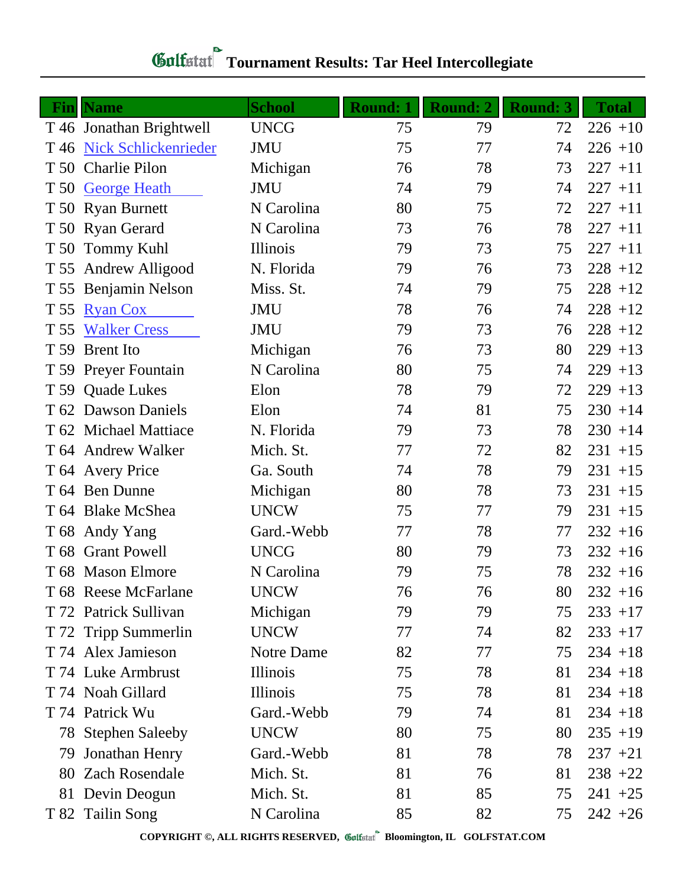# Golfstat Tournament Results: Tar Heel Intercollegiate

| Fin | Name | School | Round: 1 | Round: 2 | Round: 3 | Total | |
|---|---|---|---|---|---|---|---|
| T 46 | Jonathan Brightwell | UNCG | 75 | 79 | 72 | 226 | +10 |
| T 46 | Nick Schlickenrieder | JMU | 75 | 77 | 74 | 226 | +10 |
| T 50 | Charlie Pilon | Michigan | 76 | 78 | 73 | 227 | +11 |
| T 50 | George Heath | JMU | 74 | 79 | 74 | 227 | +11 |
| T 50 | Ryan Burnett | N Carolina | 80 | 75 | 72 | 227 | +11 |
| T 50 | Ryan Gerard | N Carolina | 73 | 76 | 78 | 227 | +11 |
| T 50 | Tommy Kuhl | Illinois | 79 | 73 | 75 | 227 | +11 |
| T 55 | Andrew Alligood | N. Florida | 79 | 76 | 73 | 228 | +12 |
| T 55 | Benjamin Nelson | Miss. St. | 74 | 79 | 75 | 228 | +12 |
| T 55 | Ryan Cox | JMU | 78 | 76 | 74 | 228 | +12 |
| T 55 | Walker Cress | JMU | 79 | 73 | 76 | 228 | +12 |
| T 59 | Brent Ito | Michigan | 76 | 73 | 80 | 229 | +13 |
| T 59 | Preyer Fountain | N Carolina | 80 | 75 | 74 | 229 | +13 |
| T 59 | Quade Lukes | Elon | 78 | 79 | 72 | 229 | +13 |
| T 62 | Dawson Daniels | Elon | 74 | 81 | 75 | 230 | +14 |
| T 62 | Michael Mattiace | N. Florida | 79 | 73 | 78 | 230 | +14 |
| T 64 | Andrew Walker | Mich. St. | 77 | 72 | 82 | 231 | +15 |
| T 64 | Avery Price | Ga. South | 74 | 78 | 79 | 231 | +15 |
| T 64 | Ben Dunne | Michigan | 80 | 78 | 73 | 231 | +15 |
| T 64 | Blake McShea | UNCW | 75 | 77 | 79 | 231 | +15 |
| T 68 | Andy Yang | Gard.-Webb | 77 | 78 | 77 | 232 | +16 |
| T 68 | Grant Powell | UNCG | 80 | 79 | 73 | 232 | +16 |
| T 68 | Mason Elmore | N Carolina | 79 | 75 | 78 | 232 | +16 |
| T 68 | Reese McFarlane | UNCW | 76 | 76 | 80 | 232 | +16 |
| T 72 | Patrick Sullivan | Michigan | 79 | 79 | 75 | 233 | +17 |
| T 72 | Tripp Summerlin | UNCW | 77 | 74 | 82 | 233 | +17 |
| T 74 | Alex Jamieson | Notre Dame | 82 | 77 | 75 | 234 | +18 |
| T 74 | Luke Armbrust | Illinois | 75 | 78 | 81 | 234 | +18 |
| T 74 | Noah Gillard | Illinois | 75 | 78 | 81 | 234 | +18 |
| T 74 | Patrick Wu | Gard.-Webb | 79 | 74 | 81 | 234 | +18 |
| 78 | Stephen Saleeby | UNCW | 80 | 75 | 80 | 235 | +19 |
| 79 | Jonathan Henry | Gard.-Webb | 81 | 78 | 78 | 237 | +21 |
| 80 | Zach Rosendale | Mich. St. | 81 | 76 | 81 | 238 | +22 |
| 81 | Devin Deogun | Mich. St. | 81 | 85 | 75 | 241 | +25 |
| T 82 | Tailin Song | N Carolina | 85 | 82 | 75 | 242 | +26 |

**COPYRIGHT ©, ALL RIGHTS RESERVED, Golfstat Bloomington, IL GOLFSTAT.COM**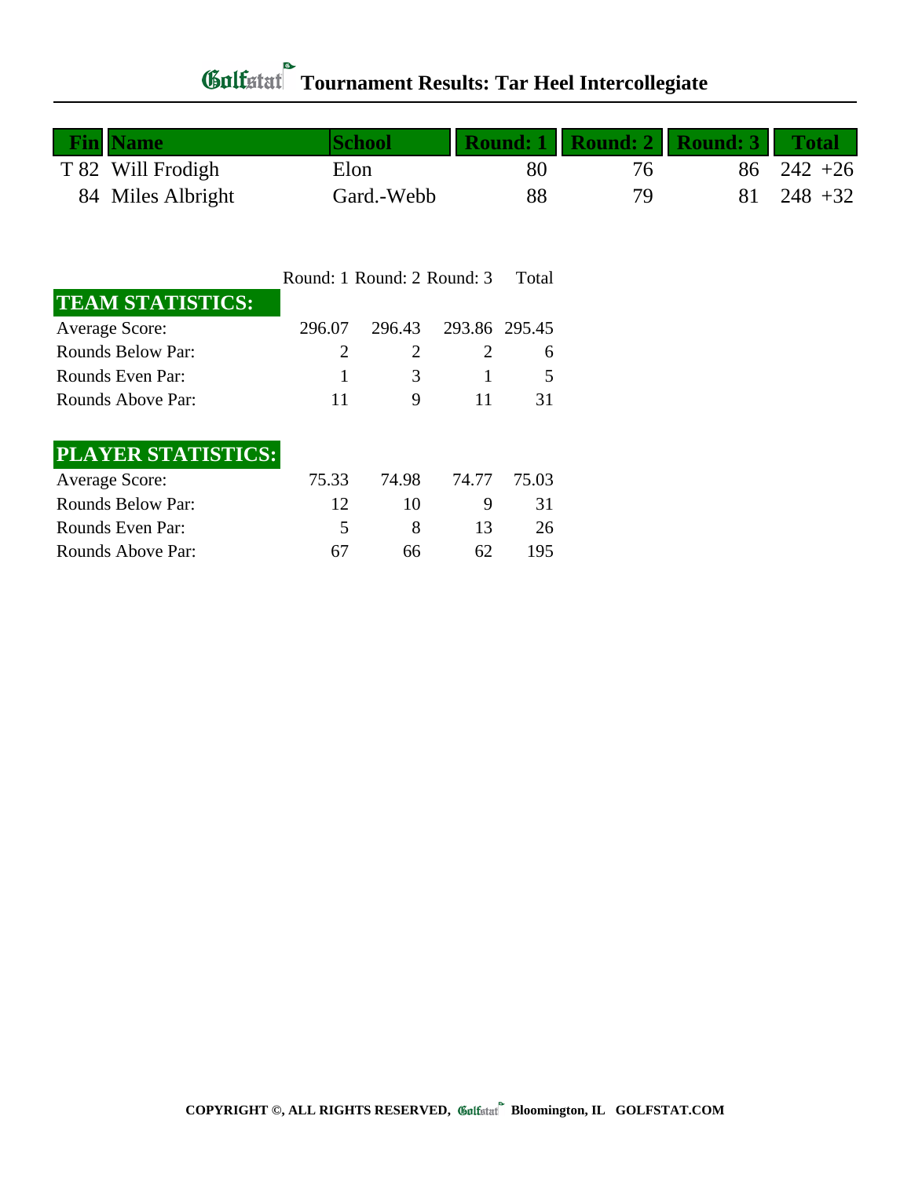# Golfstat Tournament Results: Tar Heel Intercollegiate

| Fin | Name | School | Round: 1 | Round: 2 | Round: 3 | Total | |
|---|---|---|---|---|---|---|---|
| T 82 | Will Frodigh | Elon | 80 | 76 | 86 | 242 | +26 |
| 84 | Miles Albright | Gard.-Webb | 88 | 79 | 81 | 248 | +32 |

| | Round: 1 | Round: 2 | Round: 3 | Total |
|---|---|---|---|---|
| **TEAM STATISTICS:** | | | | |
| Average Score: | 296.07 | 296.43 | 293.86 | 295.45 |
| Rounds Below Par: | 2 | 2 | 2 | 6 |
| Rounds Even Par: | 1 | 3 | 1 | 5 |
| Rounds Above Par: | 11 | 9 | 11 | 31 |
| **PLAYER STATISTICS:** | | | | |
| Average Score: | 75.33 | 74.98 | 74.77 | 75.03 |
| Rounds Below Par: | 12 | 10 | 9 | 31 |
| Rounds Even Par: | 5 | 8 | 13 | 26 |
| Rounds Above Par: | 67 | 66 | 62 | 195 |

**COPYRIGHT ©, ALL RIGHTS RESERVED, Golfstat Bloomington, IL GOLFSTAT.COM**